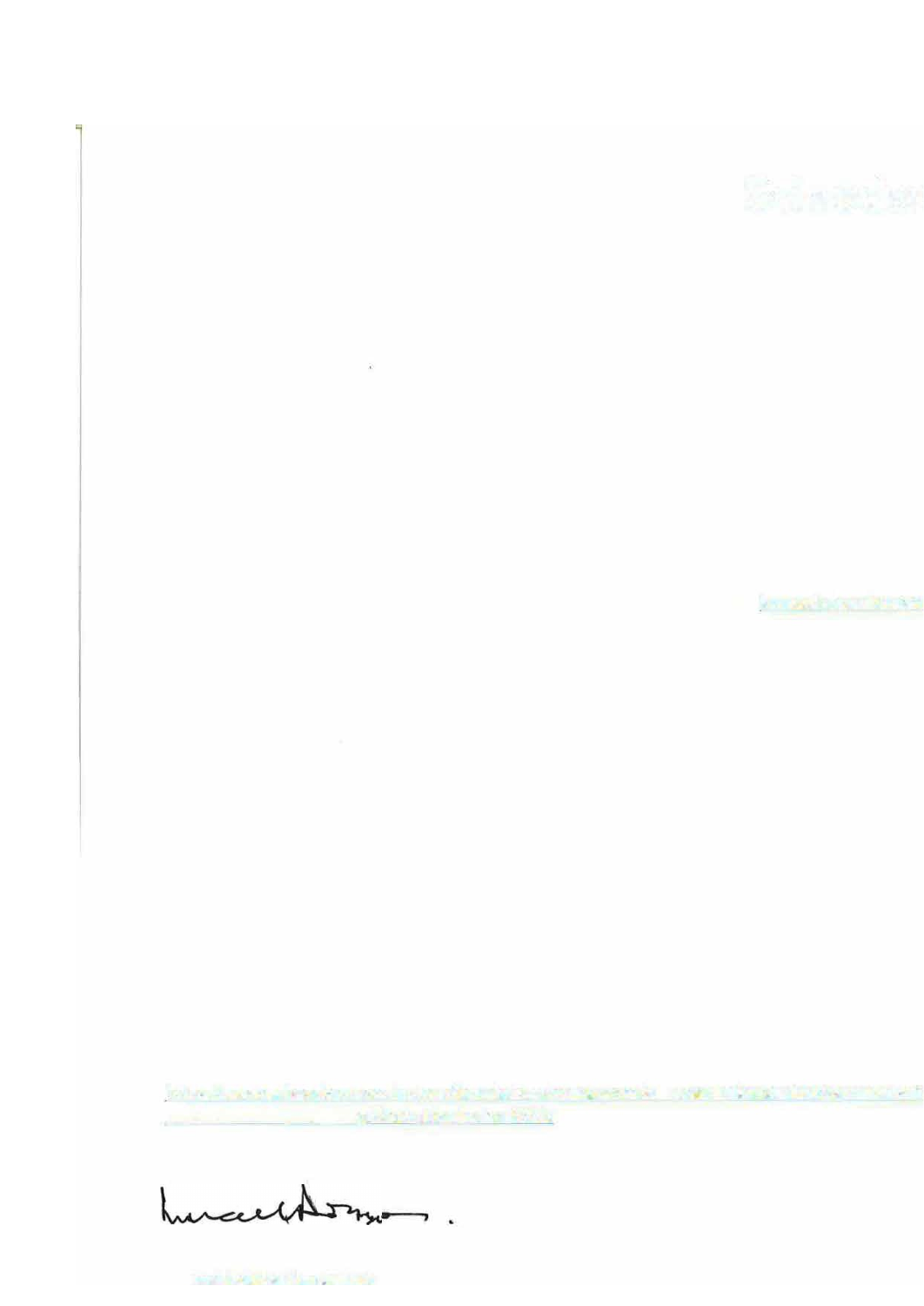**South American** 

potencial manarial respective power prior of the strip is them believed with a construction of the strip of the . A Marian Dre Fre va String

huceethormon.

 $\hat{a}$ 

**September 200 Management State**